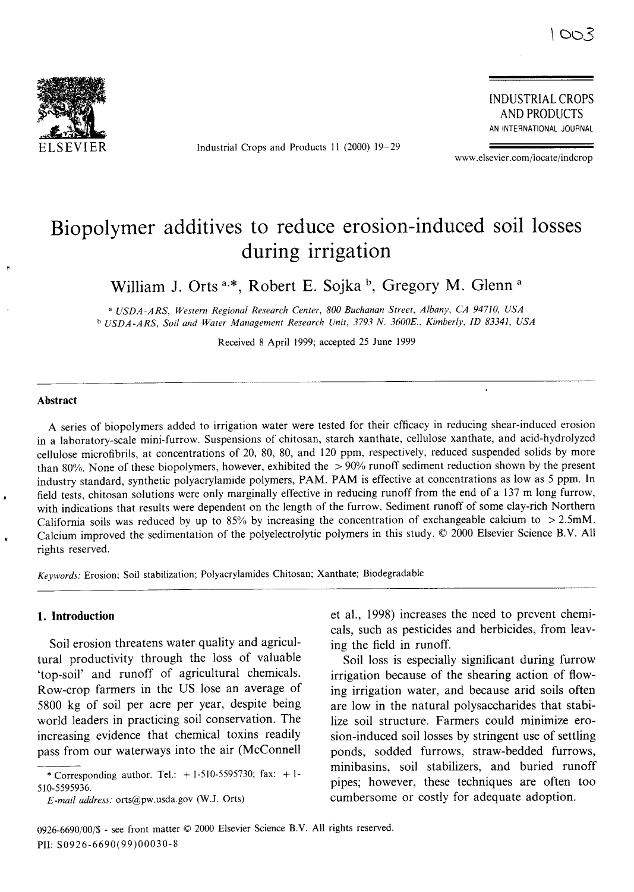# Biopolymer additives to reduce erosion-induced soil losses during irrigation

William J. Orts[a,*], Robert E. Sojka[b], Gregory M. Glenn[a]

[a] *USDA-ARS, Western Regional Research Center, 800 Buchanan Street, Albany, CA 94710, USA*
[b] *USDA-ARS, Soil and Water Management Research Unit, 3793 N. 3600E., Kimberly, ID 83341, USA*

Received 8 April 1999; accepted 25 June 1999

## Abstract

A series of biopolymers added to irrigation water were tested for their efficacy in reducing shear-induced erosion in a laboratory-scale mini-furrow. Suspensions of chitosan, starch xanthate, cellulose xanthate, and acid-hydrolyzed cellulose microfibrils, at concentrations of 20, 80, 80, and 120 ppm, respectively, reduced suspended solids by more than 80%. None of these biopolymers, however, exhibited the > 90% runoff sediment reduction shown by the present industry standard, synthetic polyacrylamide polymers, PAM. PAM is effective at concentrations as low as 5 ppm. In field tests, chitosan solutions were only marginally effective in reducing runoff from the end of a 137 m long furrow, with indications that results were dependent on the length of the furrow. Sediment runoff of some clay-rich Northern California soils was reduced by up to 85% by increasing the concentration of exchangeable calcium to > 2.5mM. Calcium improved the sedimentation of the polyelectrolytic polymers in this study. © 2000 Elsevier Science B.V. All rights reserved.

*Keywords:* Erosion; Soil stabilization; Polyacrylamides Chitosan; Xanthate; Biodegradable

## 1. Introduction

Soil erosion threatens water quality and agricultural productivity through the loss of valuable 'top-soil' and runoff of agricultural chemicals. Row-crop farmers in the US lose an average of 5800 kg of soil per acre per year, despite being world leaders in practicing soil conservation. The increasing evidence that chemical toxins readily pass from our waterways into the air (McConnell et al., 1998) increases the need to prevent chemicals, such as pesticides and herbicides, from leaving the field in runoff.

Soil loss is especially significant during furrow irrigation because of the shearing action of flowing irrigation water, and because arid soils often are low in the natural polysaccharides that stabilize soil structure. Farmers could minimize erosion-induced soil losses by stringent use of settling ponds, sodded furrows, straw-bedded furrows, minibasins, soil stabilizers, and buried runoff pipes; however, these techniques are often too cumbersome or costly for adequate adoption.

* Corresponding author. Tel.: +1-510-5595730; fax: +1-510-5595936.
*E-mail address:* orts@pw.usda.gov (W.J. Orts)

0926-6690/00/$ - see front matter © 2000 Elsevier Science B.V. All rights reserved.
PII: S0926-6690(99)00030-8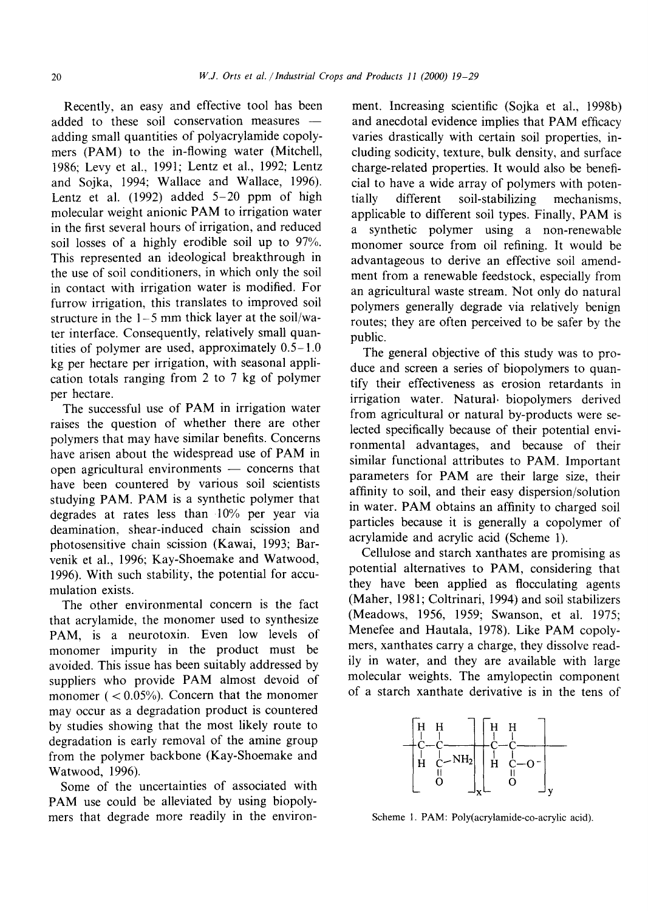Recently, an easy and effective tool has been added to these soil conservation measures — adding small quantities of polyacrylamide copolymers (PAM) to the in-flowing water (Mitchell, 1986; Levy et al., 1991; Lentz et al., 1992; Lentz and Sojka, 1994; Wallace and Wallace, 1996). Lentz et al. (1992) added 5–20 ppm of high molecular weight anionic PAM to irrigation water in the first several hours of irrigation, and reduced soil losses of a highly erodible soil up to 97%. This represented an ideological breakthrough in the use of soil conditioners, in which only the soil in contact with irrigation water is modified. For furrow irrigation, this translates to improved soil structure in the 1–5 mm thick layer at the soil/water interface. Consequently, relatively small quantities of polymer are used, approximately 0.5–1.0 kg per hectare per irrigation, with seasonal application totals ranging from 2 to 7 kg of polymer per hectare.

The successful use of PAM in irrigation water raises the question of whether there are other polymers that may have similar benefits. Concerns have arisen about the widespread use of PAM in open agricultural environments — concerns that have been countered by various soil scientists studying PAM. PAM is a synthetic polymer that degrades at rates less than 10% per year via deamination, shear-induced chain scission and photosensitive chain scission (Kawai, 1993; Barvenik et al., 1996; Kay-Shoemake and Watwood, 1996). With such stability, the potential for accumulation exists.

The other environmental concern is the fact that acrylamide, the monomer used to synthesize PAM, is a neurotoxin. Even low levels of monomer impurity in the product must be avoided. This issue has been suitably addressed by suppliers who provide PAM almost devoid of monomer ( < 0.05%). Concern that the monomer may occur as a degradation product is countered by studies showing that the most likely route to degradation is early removal of the amine group from the polymer backbone (Kay-Shoemake and Watwood, 1996).

Some of the uncertainties of associated with PAM use could be alleviated by using biopolymers that degrade more readily in the environment. Increasing scientific (Sojka et al., 1998b) and anecdotal evidence implies that PAM efficacy varies drastically with certain soil properties, including sodicity, texture, bulk density, and surface charge-related properties. It would also be beneficial to have a wide array of polymers with potentially different soil-stabilizing mechanisms, applicable to different soil types. Finally, PAM is a synthetic polymer using a non-renewable monomer source from oil refining. It would be advantageous to derive an effective soil amendment from a renewable feedstock, especially from an agricultural waste stream. Not only do natural polymers generally degrade via relatively benign routes; they are often perceived to be safer by the public.

The general objective of this study was to produce and screen a series of biopolymers to quantify their effectiveness as erosion retardants in irrigation water. Natural biopolymers derived from agricultural or natural by-products were selected specifically because of their potential environmental advantages, and because of their similar functional attributes to PAM. Important parameters for PAM are their large size, their affinity to soil, and their easy dispersion/solution in water. PAM obtains an affinity to charged soil particles because it is generally a copolymer of acrylamide and acrylic acid (Scheme 1).

Cellulose and starch xanthates are promising as potential alternatives to PAM, considering that they have been applied as flocculating agents (Maher, 1981; Coltrinari, 1994) and soil stabilizers (Meadows, 1956, 1959; Swanson, et al. 1975; Menefee and Hautala, 1978). Like PAM copolymers, xanthates carry a charge, they dissolve readily in water, and they are available with large molecular weights. The amylopectin component of a starch xanthate derivative is in the tens of

$$\left[ -CH_2-CH(CONH_2)- \right]_x \left[ -CH_2-CH(COO^-)- \right]_y$$

Scheme 1. PAM: Poly(acrylamide-co-acrylic acid).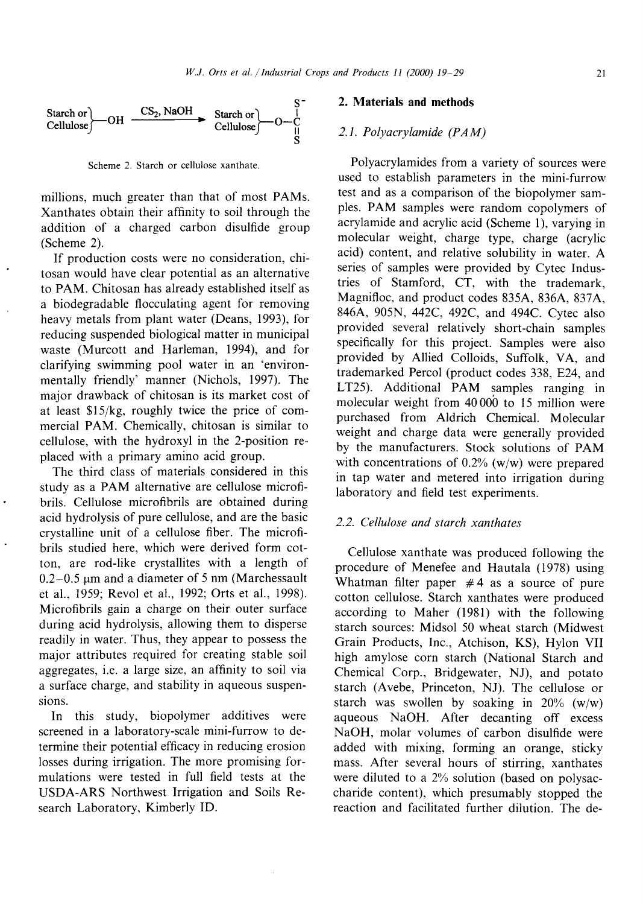$$\text{Starch or Cellulose}-OH \xrightarrow{CS_2,\ NaOH} \text{Starch or Cellulose}-O-\overset{S^-}{\underset{S}{\overset{|}{\underset{||}{C}}}}$$

Scheme 2. Starch or cellulose xanthate.

millions, much greater than that of most PAMs. Xanthates obtain their affinity to soil through the addition of a charged carbon disulfide group (Scheme 2).

If production costs were no consideration, chitosan would have clear potential as an alternative to PAM. Chitosan has already established itself as a biodegradable flocculating agent for removing heavy metals from plant water (Deans, 1993), for reducing suspended biological matter in municipal waste (Murcott and Harleman, 1994), and for clarifying swimming pool water in an 'environmentally friendly' manner (Nichols, 1997). The major drawback of chitosan is its market cost of at least \$15/kg, roughly twice the price of commercial PAM. Chemically, chitosan is similar to cellulose, with the hydroxyl in the 2-position replaced with a primary amino acid group.

The third class of materials considered in this study as a PAM alternative are cellulose microfibrils. Cellulose microfibrils are obtained during acid hydrolysis of pure cellulose, and are the basic crystalline unit of a cellulose fiber. The microfibrils studied here, which were derived form cotton, are rod-like crystallites with a length of 0.2–0.5 μm and a diameter of 5 nm (Marchessault et al., 1959; Revol et al., 1992; Orts et al., 1998). Microfibrils gain a charge on their outer surface during acid hydrolysis, allowing them to disperse readily in water. Thus, they appear to possess the major attributes required for creating stable soil aggregates, i.e. a large size, an affinity to soil via a surface charge, and stability in aqueous suspensions.

In this study, biopolymer additives were screened in a laboratory-scale mini-furrow to determine their potential efficacy in reducing erosion losses during irrigation. The more promising formulations were tested in full field tests at the USDA-ARS Northwest Irrigation and Soils Research Laboratory, Kimberly ID.

## 2. Materials and methods

### 2.1. Polyacrylamide (PAM)

Polyacrylamides from a variety of sources were used to establish parameters in the mini-furrow test and as a comparison of the biopolymer samples. PAM samples were random copolymers of acrylamide and acrylic acid (Scheme 1), varying in molecular weight, charge type, charge (acrylic acid) content, and relative solubility in water. A series of samples were provided by Cytec Industries of Stamford, CT, with the trademark, Magnifloc, and product codes 835A, 836A, 837A, 846A, 905N, 442C, 492C, and 494C. Cytec also provided several relatively short-chain samples specifically for this project. Samples were also provided by Allied Colloids, Suffolk, VA, and trademarked Percol (product codes 338, E24, and LT25). Additional PAM samples ranging in molecular weight from 40 000 to 15 million were purchased from Aldrich Chemical. Molecular weight and charge data were generally provided by the manufacturers. Stock solutions of PAM with concentrations of 0.2% (w/w) were prepared in tap water and metered into irrigation during laboratory and field test experiments.

### 2.2. Cellulose and starch xanthates

Cellulose xanthate was produced following the procedure of Menefee and Hautala (1978) using Whatman filter paper #4 as a source of pure cotton cellulose. Starch xanthates were produced according to Maher (1981) with the following starch sources: Midsol 50 wheat starch (Midwest Grain Products, Inc., Atchison, KS), Hylon VII high amylose corn starch (National Starch and Chemical Corp., Bridgewater, NJ), and potato starch (Avebe, Princeton, NJ). The cellulose or starch was swollen by soaking in 20% (w/w) aqueous NaOH. After decanting off excess NaOH, molar volumes of carbon disulfide were added with mixing, forming an orange, sticky mass. After several hours of stirring, xanthates were diluted to a 2% solution (based on polysaccharide content), which presumably stopped the reaction and facilitated further dilution. The de-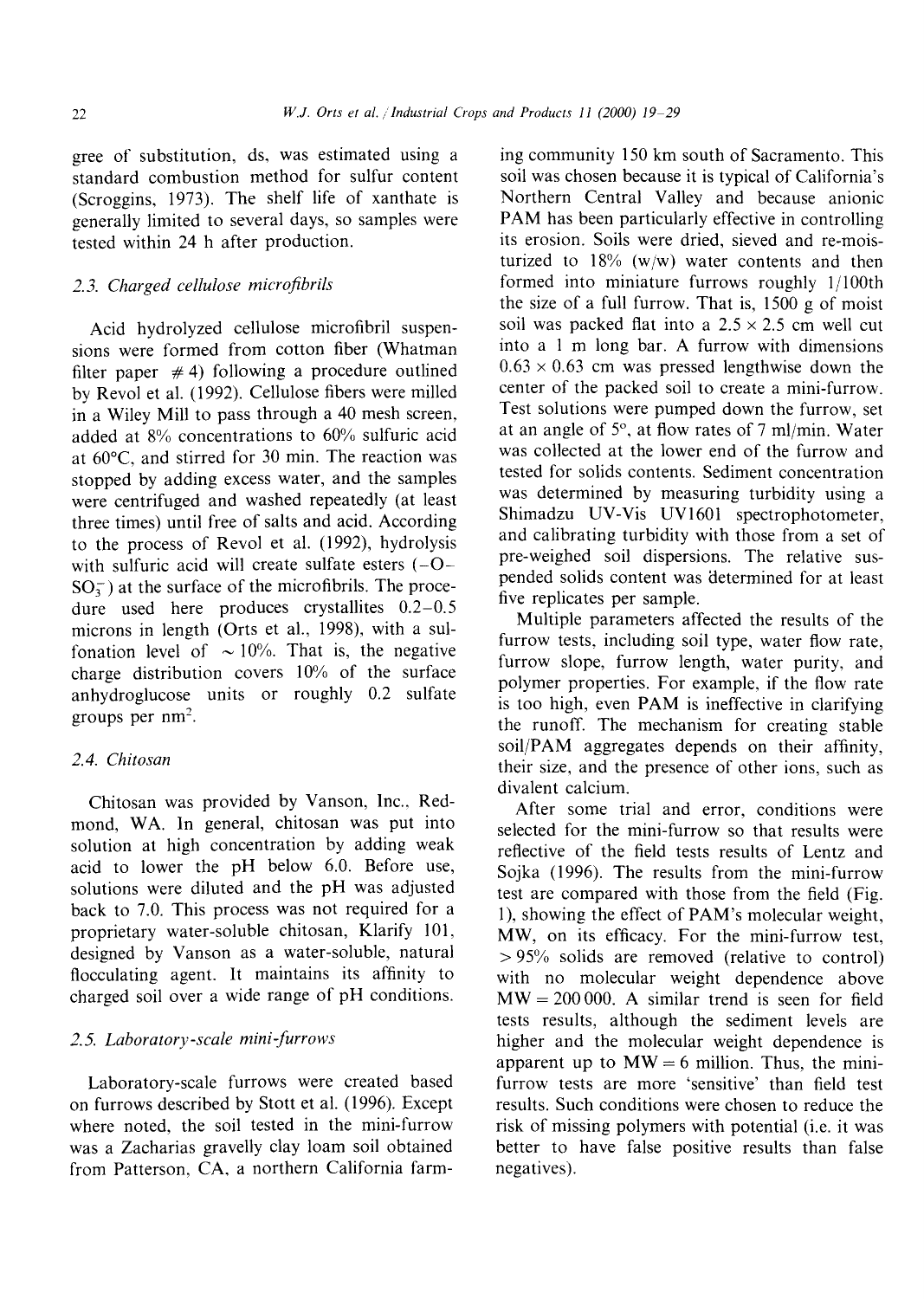gree of substitution, ds, was estimated using a standard combustion method for sulfur content (Scroggins, 1973). The shelf life of xanthate is generally limited to several days, so samples were tested within 24 h after production.

### 2.3. Charged cellulose microfibrils

Acid hydrolyzed cellulose microfibril suspensions were formed from cotton fiber (Whatman filter paper # 4) following a procedure outlined by Revol et al. (1992). Cellulose fibers were milled in a Wiley Mill to pass through a 40 mesh screen, added at 8% concentrations to 60% sulfuric acid at 60°C, and stirred for 30 min. The reaction was stopped by adding excess water, and the samples were centrifuged and washed repeatedly (at least three times) until free of salts and acid. According to the process of Revol et al. (1992), hydrolysis with sulfuric acid will create sulfate esters ($-O-SO_3^-$) at the surface of the microfibrils. The procedure used here produces crystallites 0.2–0.5 microns in length (Orts et al., 1998), with a sulfonation level of ~ 10%. That is, the negative charge distribution covers 10% of the surface anhydroglucose units or roughly 0.2 sulfate groups per $nm^2$.

### 2.4. Chitosan

Chitosan was provided by Vanson, Inc., Redmond, WA. In general, chitosan was put into solution at high concentration by adding weak acid to lower the pH below 6.0. Before use, solutions were diluted and the pH was adjusted back to 7.0. This process was not required for a proprietary water-soluble chitosan, Klarify 101, designed by Vanson as a water-soluble, natural flocculating agent. It maintains its affinity to charged soil over a wide range of pH conditions.

### 2.5. Laboratory-scale mini-furrows

Laboratory-scale furrows were created based on furrows described by Stott et al. (1996). Except where noted, the soil tested in the mini-furrow was a Zacharias gravelly clay loam soil obtained from Patterson, CA, a northern California farming community 150 km south of Sacramento. This soil was chosen because it is typical of California's Northern Central Valley and because anionic PAM has been particularly effective in controlling its erosion. Soils were dried, sieved and re-moisturized to 18% (w/w) water contents and then formed into miniature furrows roughly 1/100th the size of a full furrow. That is, 1500 g of moist soil was packed flat into a 2.5 × 2.5 cm well cut into a 1 m long bar. A furrow with dimensions 0.63 × 0.63 cm was pressed lengthwise down the center of the packed soil to create a mini-furrow. Test solutions were pumped down the furrow, set at an angle of 5°, at flow rates of 7 ml/min. Water was collected at the lower end of the furrow and tested for solids contents. Sediment concentration was determined by measuring turbidity using a Shimadzu UV-Vis UV1601 spectrophotometer, and calibrating turbidity with those from a set of pre-weighed soil dispersions. The relative suspended solids content was determined for at least five replicates per sample.

Multiple parameters affected the results of the furrow tests, including soil type, water flow rate, furrow slope, furrow length, water purity, and polymer properties. For example, if the flow rate is too high, even PAM is ineffective in clarifying the runoff. The mechanism for creating stable soil/PAM aggregates depends on their affinity, their size, and the presence of other ions, such as divalent calcium.

After some trial and error, conditions were selected for the mini-furrow so that results were reflective of the field tests results of Lentz and Sojka (1996). The results from the mini-furrow test are compared with those from the field (Fig. 1), showing the effect of PAM's molecular weight, MW, on its efficacy. For the mini-furrow test, > 95% solids are removed (relative to control) with no molecular weight dependence above MW = 200 000. A similar trend is seen for field tests results, although the sediment levels are higher and the molecular weight dependence is apparent up to MW = 6 million. Thus, the mini-furrow tests are more 'sensitive' than field test results. Such conditions were chosen to reduce the risk of missing polymers with potential (i.e. it was better to have false positive results than false negatives).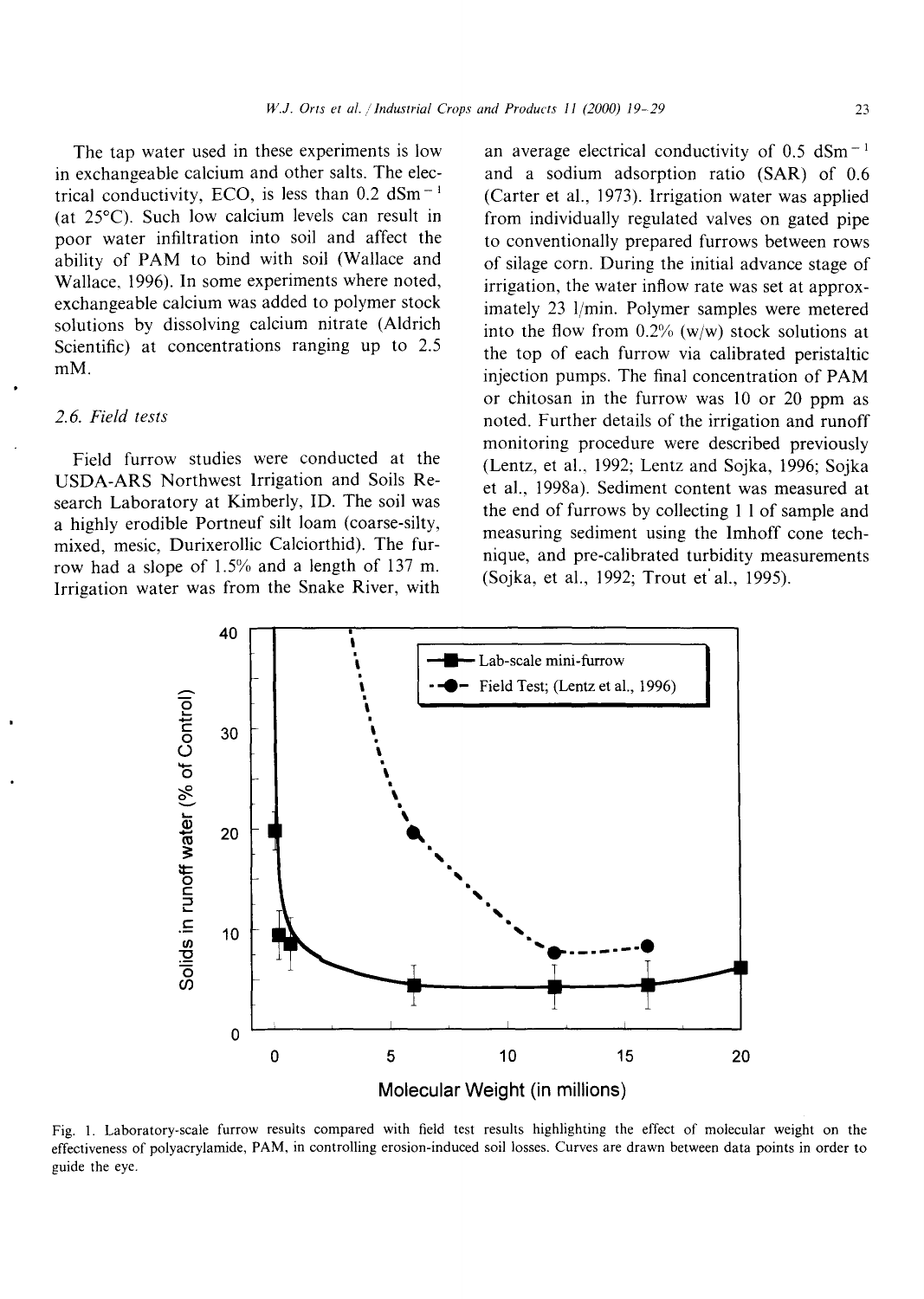The tap water used in these experiments is low in exchangeable calcium and other salts. The electrical conductivity, ECO, is less than 0.2 $dSm^{-1}$ (at 25°C). Such low calcium levels can result in poor water infiltration into soil and affect the ability of PAM to bind with soil (Wallace and Wallace, 1996). In some experiments where noted, exchangeable calcium was added to polymer stock solutions by dissolving calcium nitrate (Aldrich Scientific) at concentrations ranging up to 2.5 mM.

### 2.6. Field tests

Field furrow studies were conducted at the USDA-ARS Northwest Irrigation and Soils Research Laboratory at Kimberly, ID. The soil was a highly erodible Portneuf silt loam (coarse-silty, mixed, mesic, Durixerollic Calciorthid). The furrow had a slope of 1.5% and a length of 137 m. Irrigation water was from the Snake River, with an average electrical conductivity of 0.5 $dSm^{-1}$ and a sodium adsorption ratio (SAR) of 0.6 (Carter et al., 1973). Irrigation water was applied from individually regulated valves on gated pipe to conventionally prepared furrows between rows of silage corn. During the initial advance stage of irrigation, the water inflow rate was set at approximately 23 l/min. Polymer samples were metered into the flow from 0.2% (w/w) stock solutions at the top of each furrow via calibrated peristaltic injection pumps. The final concentration of PAM or chitosan in the furrow was 10 or 20 ppm as noted. Further details of the irrigation and runoff monitoring procedure were described previously (Lentz, et al., 1992; Lentz and Sojka, 1996; Sojka et al., 1998a). Sediment content was measured at the end of furrows by collecting 1 l of sample and measuring sediment using the Imhoff cone technique, and pre-calibrated turbidity measurements (Sojka, et al., 1992; Trout et al., 1995).

Fig. 1. Laboratory-scale furrow results compared with field test results highlighting the effect of molecular weight on the effectiveness of polyacrylamide, PAM, in controlling erosion-induced soil losses. Curves are drawn between data points in order to guide the eye.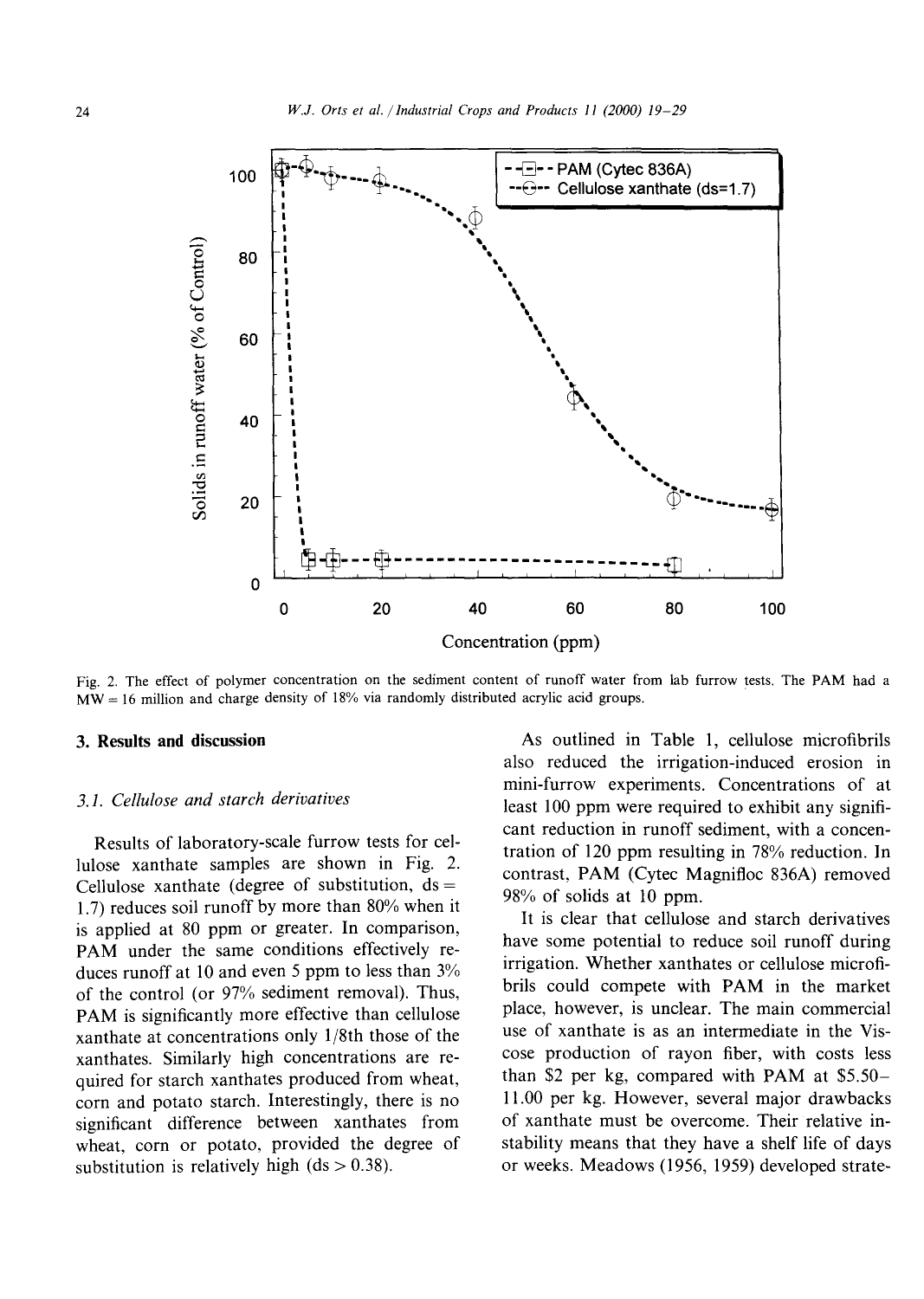Fig. 2. The effect of polymer concentration on the sediment content of runoff water from lab furrow tests. The PAM had a MW = 16 million and charge density of 18% via randomly distributed acrylic acid groups.

## 3. Results and discussion

### 3.1. Cellulose and starch derivatives

Results of laboratory-scale furrow tests for cellulose xanthate samples are shown in Fig. 2. Cellulose xanthate (degree of substitution, ds = 1.7) reduces soil runoff by more than 80% when it is applied at 80 ppm or greater. In comparison, PAM under the same conditions effectively reduces runoff at 10 and even 5 ppm to less than 3% of the control (or 97% sediment removal). Thus, PAM is significantly more effective than cellulose xanthate at concentrations only 1/8th those of the xanthates. Similarly high concentrations are required for starch xanthates produced from wheat, corn and potato starch. Interestingly, there is no significant difference between xanthates from wheat, corn or potato, provided the degree of substitution is relatively high (ds > 0.38).

As outlined in Table 1, cellulose microfibrils also reduced the irrigation-induced erosion in mini-furrow experiments. Concentrations of at least 100 ppm were required to exhibit any significant reduction in runoff sediment, with a concentration of 120 ppm resulting in 78% reduction. In contrast, PAM (Cytec Magnifloc 836A) removed 98% of solids at 10 ppm.

It is clear that cellulose and starch derivatives have some potential to reduce soil runoff during irrigation. Whether xanthates or cellulose microfibrils could compete with PAM in the market place, however, is unclear. The main commercial use of xanthate is as an intermediate in the Viscose production of rayon fiber, with costs less than \$2 per kg, compared with PAM at \$5.50–11.00 per kg. However, several major drawbacks of xanthate must be overcome. Their relative instability means that they have a shelf life of days or weeks. Meadows (1956, 1959) developed strate-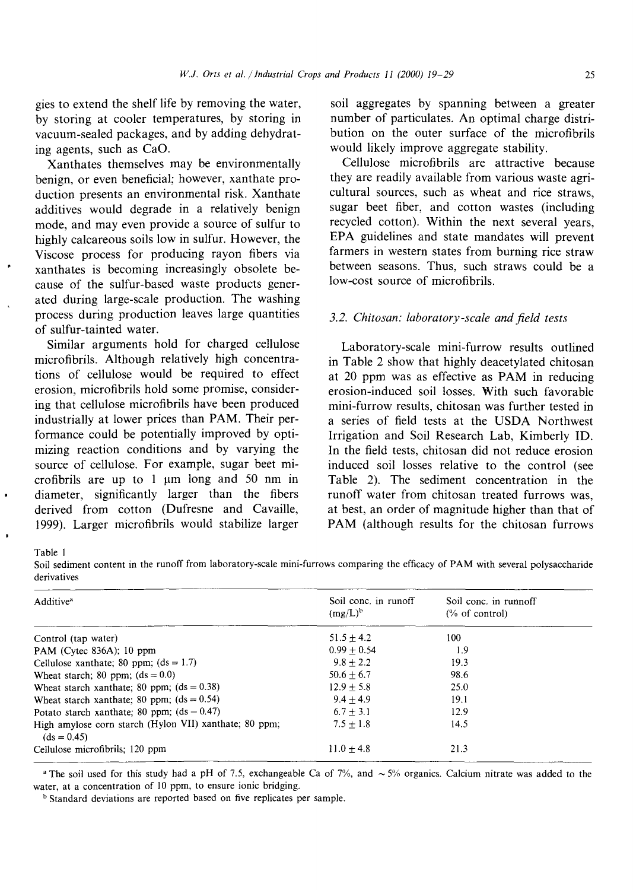gies to extend the shelf life by removing the water, by storing at cooler temperatures, by storing in vacuum-sealed packages, and by adding dehydrating agents, such as CaO.

Xanthates themselves may be environmentally benign, or even beneficial; however, xanthate production presents an environmental risk. Xanthate additives would degrade in a relatively benign mode, and may even provide a source of sulfur to highly calcareous soils low in sulfur. However, the Viscose process for producing rayon fibers via xanthates is becoming increasingly obsolete because of the sulfur-based waste products generated during large-scale production. The washing process during production leaves large quantities of sulfur-tainted water.

Similar arguments hold for charged cellulose microfibrils. Although relatively high concentrations of cellulose would be required to effect erosion, microfibrils hold some promise, considering that cellulose microfibrils have been produced industrially at lower prices than PAM. Their performance could be potentially improved by optimizing reaction conditions and by varying the source of cellulose. For example, sugar beet microfibrils are up to 1 μm long and 50 nm in diameter, significantly larger than the fibers derived from cotton (Dufresne and Cavaille, 1999). Larger microfibrils would stabilize larger soil aggregates by spanning between a greater number of particulates. An optimal charge distribution on the outer surface of the microfibrils would likely improve aggregate stability.

Cellulose microfibrils are attractive because they are readily available from various waste agricultural sources, such as wheat and rice straws, sugar beet fiber, and cotton wastes (including recycled cotton). Within the next several years, EPA guidelines and state mandates will prevent farmers in western states from burning rice straw between seasons. Thus, such straws could be a low-cost source of microfibrils.

### 3.2. Chitosan: laboratory-scale and field tests

Laboratory-scale mini-furrow results outlined in Table 2 show that highly deacetylated chitosan at 20 ppm was as effective as PAM in reducing erosion-induced soil losses. With such favorable mini-furrow results, chitosan was further tested in a series of field tests at the USDA Northwest Irrigation and Soil Research Lab, Kimberly ID. In the field tests, chitosan did not reduce erosion induced soil losses relative to the control (see Table 2). The sediment concentration in the runoff water from chitosan treated furrows was, at best, an order of magnitude higher than that of PAM (although results for the chitosan furrows

Table 1
Soil sediment content in the runoff from laboratory-scale mini-furrows comparing the efficacy of PAM with several polysaccharide derivatives

| Additive[a] | Soil conc. in runoff (mg/L)[b] | Soil conc. in runoff (% of control) |
|---|---|---|
| Control (tap water) | $51.5 \pm 4.2$ | 100 |
| PAM (Cytec 836A); 10 ppm | $0.99 \pm 0.54$ | 1.9 |
| Cellulose xanthate; 80 ppm; (ds = 1.7) | $9.8 \pm 2.2$ | 19.3 |
| Wheat starch; 80 ppm; (ds = 0.0) | $50.6 \pm 6.7$ | 98.6 |
| Wheat starch xanthate; 80 ppm; (ds = 0.38) | $12.9 \pm 5.8$ | 25.0 |
| Wheat starch xanthate; 80 ppm; (ds = 0.54) | $9.4 \pm 4.9$ | 19.1 |
| Potato starch xanthate; 80 ppm; (ds = 0.47) | $6.7 \pm 3.1$ | 12.9 |
| High amylose corn starch (Hylon VII) xanthate; 80 ppm; (ds = 0.45) | $7.5 \pm 1.8$ | 14.5 |
| Cellulose microfibrils; 120 ppm | $11.0 \pm 4.8$ | 21.3 |

[a] The soil used for this study had a pH of 7.5, exchangeable Ca of 7%, and ~5% organics. Calcium nitrate was added to the water, at a concentration of 10 ppm, to ensure ionic bridging.

[b] Standard deviations are reported based on five replicates per sample.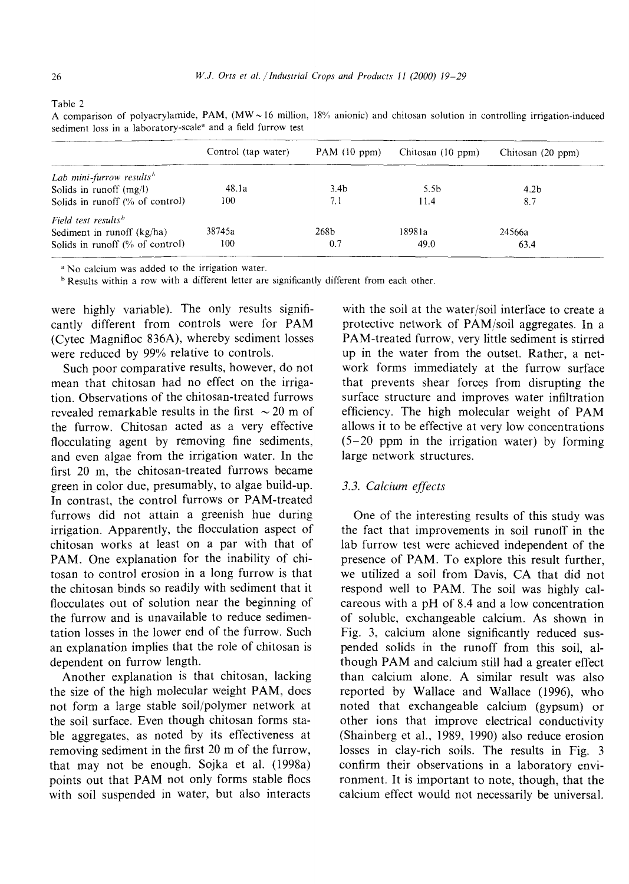Table 2

A comparison of polyacrylamide, PAM, (MW ~ 16 million, 18% anionic) and chitosan solution in controlling irrigation-induced sediment loss in a laboratory-scale[a] and a field furrow test

| | Control (tap water) | PAM (10 ppm) | Chitosan (10 ppm) | Chitosan (20 ppm) |
|---|---|---|---|---|
| *Lab mini-furrow results*[b] | | | | |
| Solids in runoff (mg/l) | 48.1a | 3.4b | 5.5b | 4.2b |
| Solids in runoff (% of control) | 100 | 7.1 | 11.4 | 8.7 |
| *Field test results*[b] | | | | |
| Sediment in runoff (kg/ha) | 38745a | 268b | 18981a | 24566a |
| Solids in runoff (% of control) | 100 | 0.7 | 49.0 | 63.4 |

[a] No calcium was added to the irrigation water.

[b] Results within a row with a different letter are significantly different from each other.

were highly variable). The only results significantly different from controls were for PAM (Cytec Magnifloc 836A), whereby sediment losses were reduced by 99% relative to controls.

Such poor comparative results, however, do not mean that chitosan had no effect on the irrigation. Observations of the chitosan-treated furrows revealed remarkable results in the first ~ 20 m of the furrow. Chitosan acted as a very effective flocculating agent by removing fine sediments, and even algae from the irrigation water. In the first 20 m, the chitosan-treated furrows became green in color due, presumably, to algae build-up. In contrast, the control furrows or PAM-treated furrows did not attain a greenish hue during irrigation. Apparently, the flocculation aspect of chitosan works at least on a par with that of PAM. One explanation for the inability of chitosan to control erosion in a long furrow is that the chitosan binds so readily with sediment that it flocculates out of solution near the beginning of the furrow and is unavailable to reduce sedimentation losses in the lower end of the furrow. Such an explanation implies that the role of chitosan is dependent on furrow length.

Another explanation is that chitosan, lacking the size of the high molecular weight PAM, does not form a large stable soil/polymer network at the soil surface. Even though chitosan forms stable aggregates, as noted by its effectiveness at removing sediment in the first 20 m of the furrow, that may not be enough. Sojka et al. (1998a) points out that PAM not only forms stable flocs with soil suspended in water, but also interacts with the soil at the water/soil interface to create a protective network of PAM/soil aggregates. In a PAM-treated furrow, very little sediment is stirred up in the water from the outset. Rather, a network forms immediately at the furrow surface that prevents shear forces from disrupting the surface structure and improves water infiltration efficiency. The high molecular weight of PAM allows it to be effective at very low concentrations (5–20 ppm in the irrigation water) by forming large network structures.

### 3.3. Calcium effects

One of the interesting results of this study was the fact that improvements in soil runoff in the lab furrow test were achieved independent of the presence of PAM. To explore this result further, we utilized a soil from Davis, CA that did not respond well to PAM. The soil was highly calcareous with a pH of 8.4 and a low concentration of soluble, exchangeable calcium. As shown in Fig. 3, calcium alone significantly reduced suspended solids in the runoff from this soil, although PAM and calcium still had a greater effect than calcium alone. A similar result was also reported by Wallace and Wallace (1996), who noted that exchangeable calcium (gypsum) or other ions that improve electrical conductivity (Shainberg et al., 1989, 1990) also reduce erosion losses in clay-rich soils. The results in Fig. 3 confirm their observations in a laboratory environment. It is important to note, though, that the calcium effect would not necessarily be universal.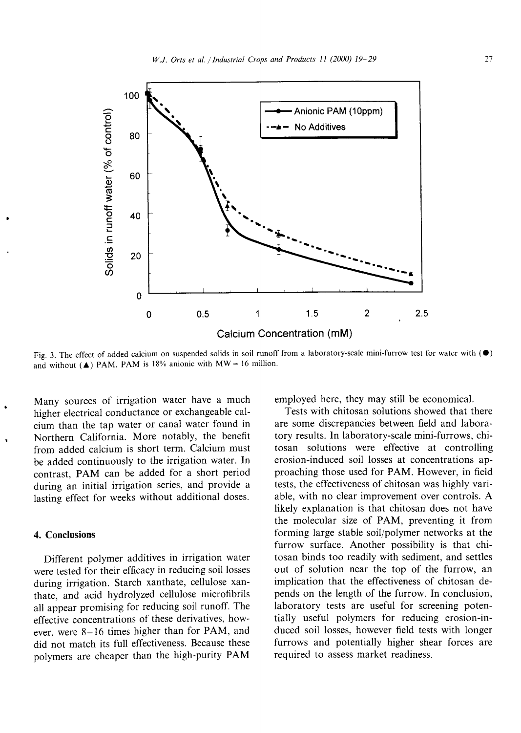Fig. 3. The effect of added calcium on suspended solids in soil runoff from a laboratory-scale mini-furrow test for water with (●) and without (▲) PAM. PAM is 18% anionic with MW = 16 million.

Many sources of irrigation water have a much higher electrical conductance or exchangeable calcium than the tap water or canal water found in Northern California. More notably, the benefit from added calcium is short term. Calcium must be added continuously to the irrigation water. In contrast, PAM can be added for a short period during an initial irrigation series, and provide a lasting effect for weeks without additional doses.

## 4. Conclusions

Different polymer additives in irrigation water were tested for their efficacy in reducing soil losses during irrigation. Starch xanthate, cellulose xanthate, and acid hydrolyzed cellulose microfibrils all appear promising for reducing soil runoff. The effective concentrations of these derivatives, however, were 8–16 times higher than for PAM, and did not match its full effectiveness. Because these polymers are cheaper than the high-purity PAM employed here, they may still be economical.

Tests with chitosan solutions showed that there are some discrepancies between field and laboratory results. In laboratory-scale mini-furrows, chitosan solutions were effective at controlling erosion-induced soil losses at concentrations approaching those used for PAM. However, in field tests, the effectiveness of chitosan was highly variable, with no clear improvement over controls. A likely explanation is that chitosan does not have the molecular size of PAM, preventing it from forming large stable soil/polymer networks at the furrow surface. Another possibility is that chitosan binds too readily with sediment, and settles out of solution near the top of the furrow, an implication that the effectiveness of chitosan depends on the length of the furrow. In conclusion, laboratory tests are useful for screening potentially useful polymers for reducing erosion-induced soil losses, however field tests with longer furrows and potentially higher shear forces are required to assess market readiness.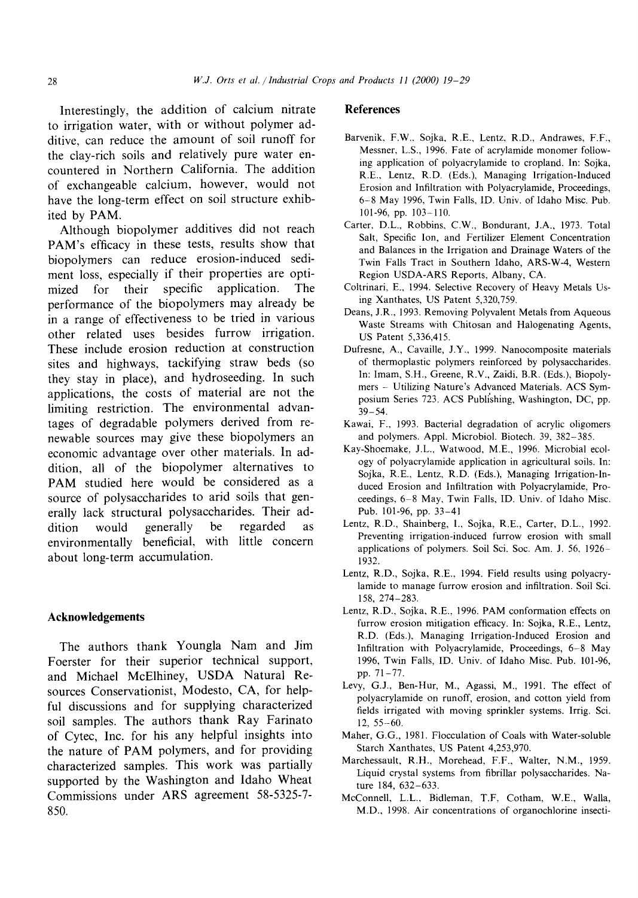Interestingly, the addition of calcium nitrate to irrigation water, with or without polymer additive, can reduce the amount of soil runoff for the clay-rich soils and relatively pure water encountered in Northern California. The addition of exchangeable calcium, however, would not have the long-term effect on soil structure exhibited by PAM.

Although biopolymer additives did not reach PAM's efficacy in these tests, results show that biopolymers can reduce erosion-induced sediment loss, especially if their properties are optimized for their specific application. The performance of the biopolymers may already be in a range of effectiveness to be tried in various other related uses besides furrow irrigation. These include erosion reduction at construction sites and highways, tackifying straw beds (so they stay in place), and hydroseeding. In such applications, the costs of material are not the limiting restriction. The environmental advantages of degradable polymers derived from renewable sources may give these biopolymers an economic advantage over other materials. In addition, all of the biopolymer alternatives to PAM studied here would be considered as a source of polysaccharides to arid soils that generally lack structural polysaccharides. Their addition would generally be regarded as environmentally beneficial, with little concern about long-term accumulation.

## Acknowledgements

The authors thank Youngla Nam and Jim Foerster for their superior technical support, and Michael McElhiney, USDA Natural Resources Conservationist, Modesto, CA, for helpful discussions and for supplying characterized soil samples. The authors thank Ray Farinato of Cytec, Inc. for his any helpful insights into the nature of PAM polymers, and for providing characterized samples. This work was partially supported by the Washington and Idaho Wheat Commissions under ARS agreement 58-5325-7-850.

## References

Barvenik, F.W., Sojka, R.E., Lentz, R.D., Andrawes, F.F., Messner, L.S., 1996. Fate of acrylamide monomer following application of polyacrylamide to cropland. In: Sojka, R.E., Lentz, R.D. (Eds.), Managing Irrigation-Induced Erosion and Infiltration with Polyacrylamide, Proceedings, 6–8 May 1996, Twin Falls, ID. Univ. of Idaho Misc. Pub. 101-96, pp. 103–110.

Carter, D.L., Robbins, C.W., Bondurant, J.A., 1973. Total Salt, Specific Ion, and Fertilizer Element Concentration and Balances in the Irrigation and Drainage Waters of the Twin Falls Tract in Southern Idaho, ARS-W-4, Western Region USDA-ARS Reports, Albany, CA.

Coltrinari, E., 1994. Selective Recovery of Heavy Metals Using Xanthates, US Patent 5,320,759.

Deans, J.R., 1993. Removing Polyvalent Metals from Aqueous Waste Streams with Chitosan and Halogenating Agents, US Patent 5,336,415.

Dufresne, A., Cavaille, J.Y., 1999. Nanocomposite materials of thermoplastic polymers reinforced by polysaccharides. In: Imam, S.H., Greene, R.V., Zaidi, B.R. (Eds.), Biopolymers – Utilizing Nature's Advanced Materials. ACS Symposium Series 723. ACS Publishing, Washington, DC, pp. 39–54.

Kawai, F., 1993. Bacterial degradation of acrylic oligomers and polymers. Appl. Microbiol. Biotech. 39, 382–385.

Kay-Shoemake, J.L., Watwood, M.E., 1996. Microbial ecology of polyacrylamide application in agricultural soils. In: Sojka, R.E., Lentz, R.D. (Eds.), Managing Irrigation-Induced Erosion and Infiltration with Polyacrylamide, Proceedings, 6–8 May, Twin Falls, ID. Univ. of Idaho Misc. Pub. 101-96, pp. 33–41

Lentz, R.D., Shainberg, I., Sojka, R.E., Carter, D.L., 1992. Preventing irrigation-induced furrow erosion with small applications of polymers. Soil Sci. Soc. Am. J. 56, 1926–1932.

Lentz, R.D., Sojka, R.E., 1994. Field results using polyacrylamide to manage furrow erosion and infiltration. Soil Sci. 158, 274–283.

Lentz, R.D., Sojka, R.E., 1996. PAM conformation effects on furrow erosion mitigation efficacy. In: Sojka, R.E., Lentz, R.D. (Eds.), Managing Irrigation-Induced Erosion and Infiltration with Polyacrylamide, Proceedings, 6–8 May 1996, Twin Falls, ID. Univ. of Idaho Misc. Pub. 101-96, pp. 71–77.

Levy, G.J., Ben-Hur, M., Agassi, M., 1991. The effect of polyacrylamide on runoff, erosion, and cotton yield from fields irrigated with moving sprinkler systems. Irrig. Sci. 12, 55–60.

Maher, G.G., 1981. Flocculation of Coals with Water-soluble Starch Xanthates, US Patent 4,253,970.

Marchessault, R.H., Morehead, F.F., Walter, N.M., 1959. Liquid crystal systems from fibrillar polysaccharides. Nature 184, 632–633.

McConnell, L.L., Bidleman, T.F, Cotham, W.E., Walla, M.D., 1998. Air concentrations of organochlorine insecti-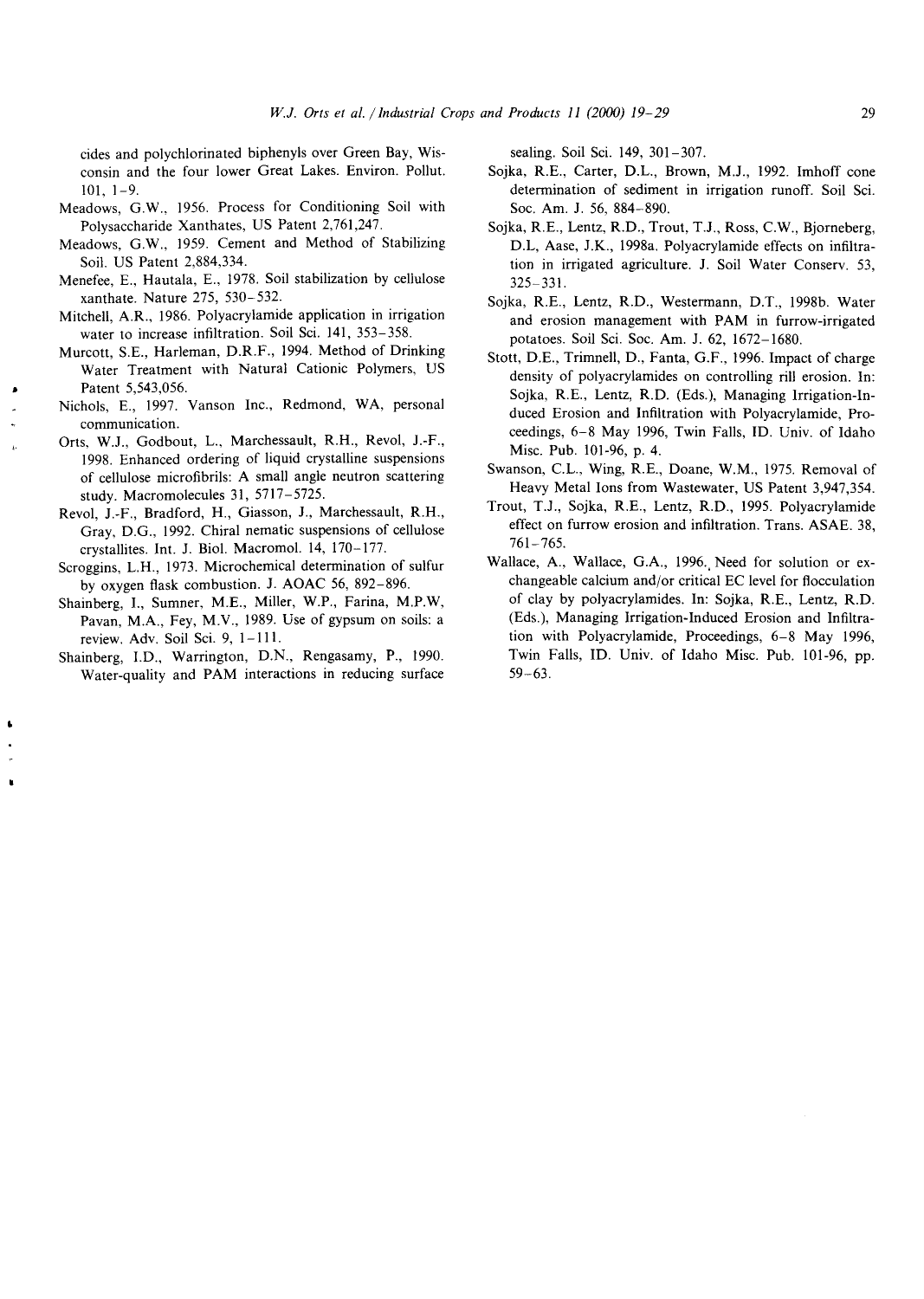cides and polychlorinated biphenyls over Green Bay, Wisconsin and the four lower Great Lakes. Environ. Pollut. 101, 1–9.

Meadows, G.W., 1956. Process for Conditioning Soil with Polysaccharide Xanthates, US Patent 2,761,247.

Meadows, G.W., 1959. Cement and Method of Stabilizing Soil. US Patent 2,884,334.

Menefee, E., Hautala, E., 1978. Soil stabilization by cellulose xanthate. Nature 275, 530–532.

Mitchell, A.R., 1986. Polyacrylamide application in irrigation water to increase infiltration. Soil Sci. 141, 353–358.

Murcott, S.E., Harleman, D.R.F., 1994. Method of Drinking Water Treatment with Natural Cationic Polymers, US Patent 5,543,056.

Nichols, E., 1997. Vanson Inc., Redmond, WA, personal communication.

Orts, W.J., Godbout, L., Marchessault, R.H., Revol, J.-F., 1998. Enhanced ordering of liquid crystalline suspensions of cellulose microfibrils: A small angle neutron scattering study. Macromolecules 31, 5717–5725.

Revol, J.-F., Bradford, H., Giasson, J., Marchessault, R.H., Gray, D.G., 1992. Chiral nematic suspensions of cellulose crystallites. Int. J. Biol. Macromol. 14, 170–177.

Scroggins, L.H., 1973. Microchemical determination of sulfur by oxygen flask combustion. J. AOAC 56, 892–896.

Shainberg, I., Sumner, M.E., Miller, W.P., Farina, M.P.W, Pavan, M.A., Fey, M.V., 1989. Use of gypsum on soils: a review. Adv. Soil Sci. 9, 1–111.

Shainberg, I.D., Warrington, D.N., Rengasamy, P., 1990. Water-quality and PAM interactions in reducing surface sealing. Soil Sci. 149, 301–307.

Sojka, R.E., Carter, D.L., Brown, M.J., 1992. Imhoff cone determination of sediment in irrigation runoff. Soil Sci. Soc. Am. J. 56, 884–890.

Sojka, R.E., Lentz, R.D., Trout, T.J., Ross, C.W., Bjorneberg, D.L, Aase, J.K., 1998a. Polyacrylamide effects on infiltration in irrigated agriculture. J. Soil Water Conserv. 53, 325–331.

Sojka, R.E., Lentz, R.D., Westermann, D.T., 1998b. Water and erosion management with PAM in furrow-irrigated potatoes. Soil Sci. Soc. Am. J. 62, 1672–1680.

Stott, D.E., Trimnell, D., Fanta, G.F., 1996. Impact of charge density of polyacrylamides on controlling rill erosion. In: Sojka, R.E., Lentz, R.D. (Eds.), Managing Irrigation-Induced Erosion and Infiltration with Polyacrylamide, Proceedings, 6–8 May 1996, Twin Falls, ID. Univ. of Idaho Misc. Pub. 101-96, p. 4.

Swanson, C.L., Wing, R.E., Doane, W.M., 1975. Removal of Heavy Metal Ions from Wastewater, US Patent 3,947,354.

Trout, T.J., Sojka, R.E., Lentz, R.D., 1995. Polyacrylamide effect on furrow erosion and infiltration. Trans. ASAE. 38, 761–765.

Wallace, A., Wallace, G.A., 1996. Need for solution or exchangeable calcium and/or critical EC level for flocculation of clay by polyacrylamides. In: Sojka, R.E., Lentz, R.D. (Eds.), Managing Irrigation-Induced Erosion and Infiltration with Polyacrylamide, Proceedings, 6–8 May 1996, Twin Falls, ID. Univ. of Idaho Misc. Pub. 101-96, pp. 59–63.